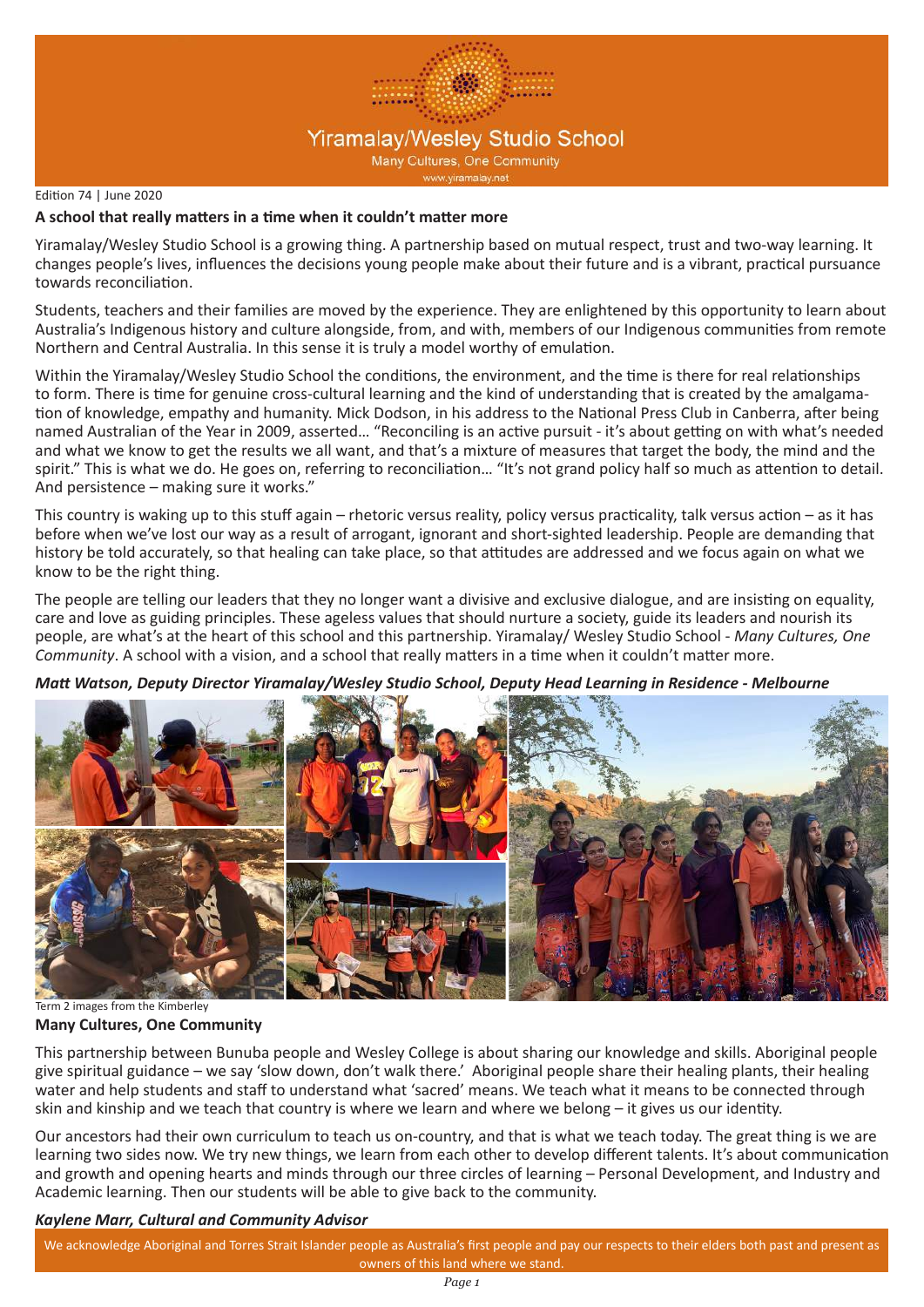# Yiramalay/Wesley Studio School

Many Cultures, One Community

www.yiramalay.net

Edition 74 | June 2020

## A school that really matters in a time when it couldn't matter more

Yiramalay/Wesley Studio School is a growing thing. A partnership based on mutual respect, trust and two-way learning. It changes people's lives, influences the decisions young people make about their future and is a vibrant, practical pursuance towards reconciliation.

Students, teachers and their families are moved by the experience. They are enlightened by this opportunity to learn about Australia's Indigenous history and culture alongside, from, and with, members of our Indigenous communities from remote Northern and Central Australia. In this sense it is truly a model worthy of emulation.

Within the Yiramalay/Wesley Studio School the conditions, the environment, and the time is there for real relationships to form. There is time for genuine cross-cultural learning and the kind of understanding that is created by the amalgamation of knowledge, empathy and humanity. Mick Dodson, in his address to the National Press Club in Canberra, after being named Australian of the Year in 2009, asserted… "Reconciling is an active pursuit - it's about getting on with what's needed and what we know to get the results we all want, and that's a mixture of measures that target the body, the mind and the spirit." This is what we do. He goes on, referring to reconciliation… "It's not grand policy half so much as attention to detail. And persistence – making sure it works."

This country is waking up to this stuff again – rhetoric versus reality, policy versus practicality, talk versus action – as it has before when we've lost our way as a result of arrogant, ignorant and short-sighted leadership. People are demanding that history be told accurately, so that healing can take place, so that attitudes are addressed and we focus again on what we know to be the right thing.

The people are telling our leaders that they no longer want a divisive and exclusive dialogue, and are insisting on equality, care and love as guiding principles. These ageless values that should nurture a society, guide its leaders and nourish its people, are what's at the heart of this school and this partnership. Yiramalay/ Wesley Studio School - *Many Cultures, One Community*. A school with a vision, and a school that really matters in a time when it couldn't matter more.

***Matt Watson, Deputy Director Yiramalay/Wesley Studio School, Deputy Head Learning in Residence - Melbourne***

Term 2 images from the Kimberley

## Many Cultures, One Community

This partnership between Bunuba people and Wesley College is about sharing our knowledge and skills. Aboriginal people give spiritual guidance – we say 'slow down, don't walk there.' Aboriginal people share their healing plants, their healing water and help students and staff to understand what 'sacred' means. We teach what it means to be connected through skin and kinship and we teach that country is where we learn and where we belong – it gives us our identity.

Our ancestors had their own curriculum to teach us on-country, and that is what we teach today. The great thing is we are learning two sides now. We try new things, we learn from each other to develop different talents. It's about communication and growth and opening hearts and minds through our three circles of learning – Personal Development, and Industry and Academic learning. Then our students will be able to give back to the community.

***Kaylene Marr, Cultural and Community Advisor***

We acknowledge Aboriginal and Torres Strait Islander people as Australia's first people and pay our respects to their elders both past and present as owners of this land where we stand.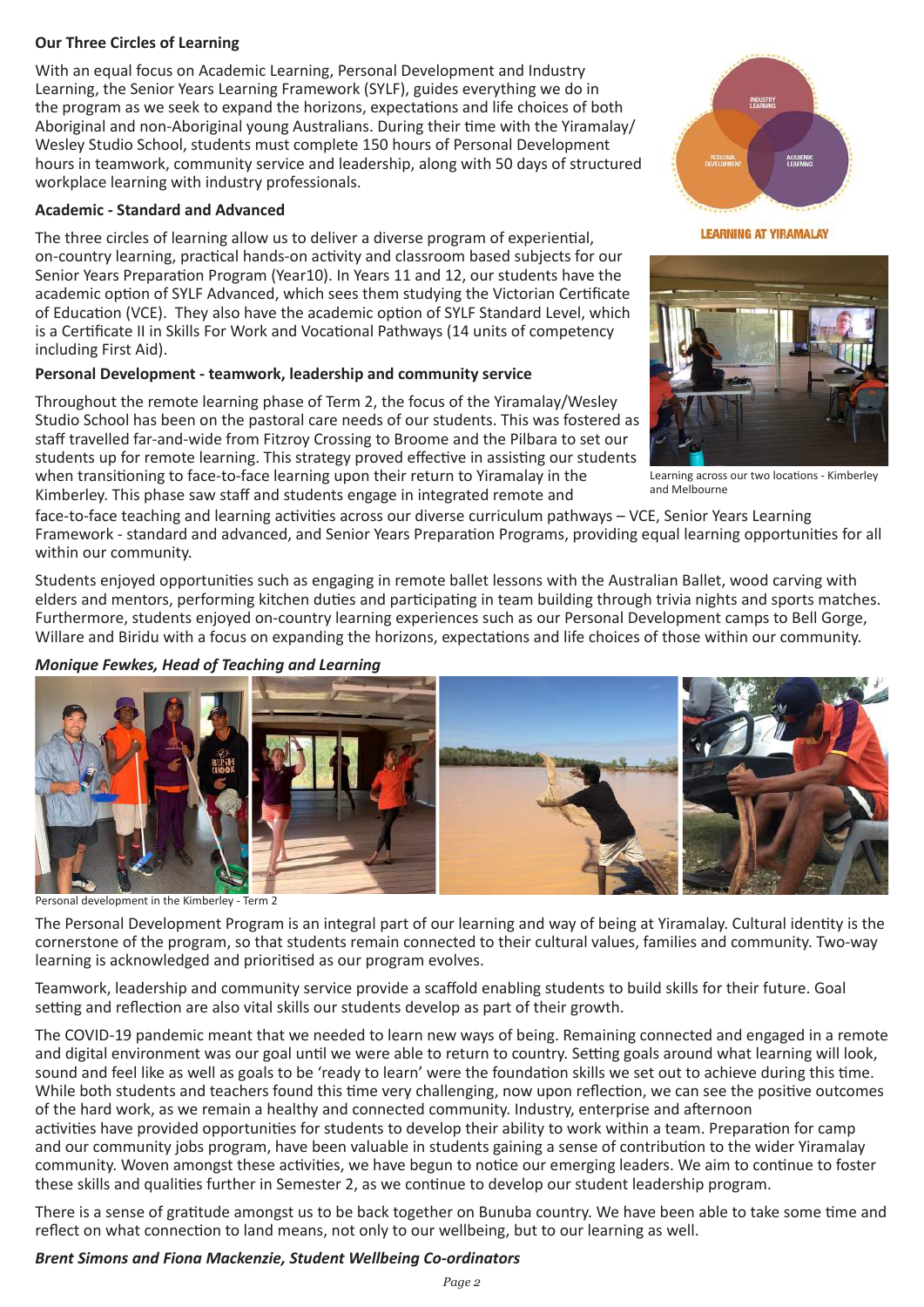## Our Three Circles of Learning

With an equal focus on Academic Learning, Personal Development and Industry Learning, the Senior Years Learning Framework (SYLF), guides everything we do in the program as we seek to expand the horizons, expectations and life choices of both Aboriginal and non-Aboriginal young Australians. During their time with the Yiramalay/Wesley Studio School, students must complete 150 hours of Personal Development hours in teamwork, community service and leadership, along with 50 days of structured workplace learning with industry professionals.

LEARNING AT YIRAMALAY

### Academic - Standard and Advanced

The three circles of learning allow us to deliver a diverse program of experiential, on-country learning, practical hands-on activity and classroom based subjects for our Senior Years Preparation Program (Year10). In Years 11 and 12, our students have the academic option of SYLF Advanced, which sees them studying the Victorian Certificate of Education (VCE). They also have the academic option of SYLF Standard Level, which is a Certificate II in Skills For Work and Vocational Pathways (14 units of competency including First Aid).

### Personal Development - teamwork, leadership and community service

Throughout the remote learning phase of Term 2, the focus of the Yiramalay/Wesley Studio School has been on the pastoral care needs of our students. This was fostered as staff travelled far-and-wide from Fitzroy Crossing to Broome and the Pilbara to set our students up for remote learning. This strategy proved effective in assisting our students when transitioning to face-to-face learning upon their return to Yiramalay in the Kimberley. This phase saw staff and students engage in integrated remote and face-to-face teaching and learning activities across our diverse curriculum pathways – VCE, Senior Years Learning Framework - standard and advanced, and Senior Years Preparation Programs, providing equal learning opportunities for all within our community.

Learning across our two locations - Kimberley and Melbourne

Students enjoyed opportunities such as engaging in remote ballet lessons with the Australian Ballet, wood carving with elders and mentors, performing kitchen duties and participating in team building through trivia nights and sports matches. Furthermore, students enjoyed on-country learning experiences such as our Personal Development camps to Bell Gorge, Willare and Biridu with a focus on expanding the horizons, expectations and life choices of those within our community.

***Monique Fewkes, Head of Teaching and Learning***

Personal development in the Kimberley - Term 2

The Personal Development Program is an integral part of our learning and way of being at Yiramalay. Cultural identity is the cornerstone of the program, so that students remain connected to their cultural values, families and community. Two-way learning is acknowledged and prioritised as our program evolves.

Teamwork, leadership and community service provide a scaffold enabling students to build skills for their future. Goal setting and reflection are also vital skills our students develop as part of their growth.

The COVID-19 pandemic meant that we needed to learn new ways of being. Remaining connected and engaged in a remote and digital environment was our goal until we were able to return to country. Setting goals around what learning will look, sound and feel like as well as goals to be 'ready to learn' were the foundation skills we set out to achieve during this time. While both students and teachers found this time very challenging, now upon reflection, we can see the positive outcomes of the hard work, as we remain a healthy and connected community. Industry, enterprise and afternoon activities have provided opportunities for students to develop their ability to work within a team. Preparation for camp and our community jobs program, have been valuable in students gaining a sense of contribution to the wider Yiramalay community. Woven amongst these activities, we have begun to notice our emerging leaders. We aim to continue to foster these skills and qualities further in Semester 2, as we continue to develop our student leadership program.

There is a sense of gratitude amongst us to be back together on Bunuba country. We have been able to take some time and reflect on what connection to land means, not only to our wellbeing, but to our learning as well.

***Brent Simons and Fiona Mackenzie, Student Wellbeing Co-ordinators***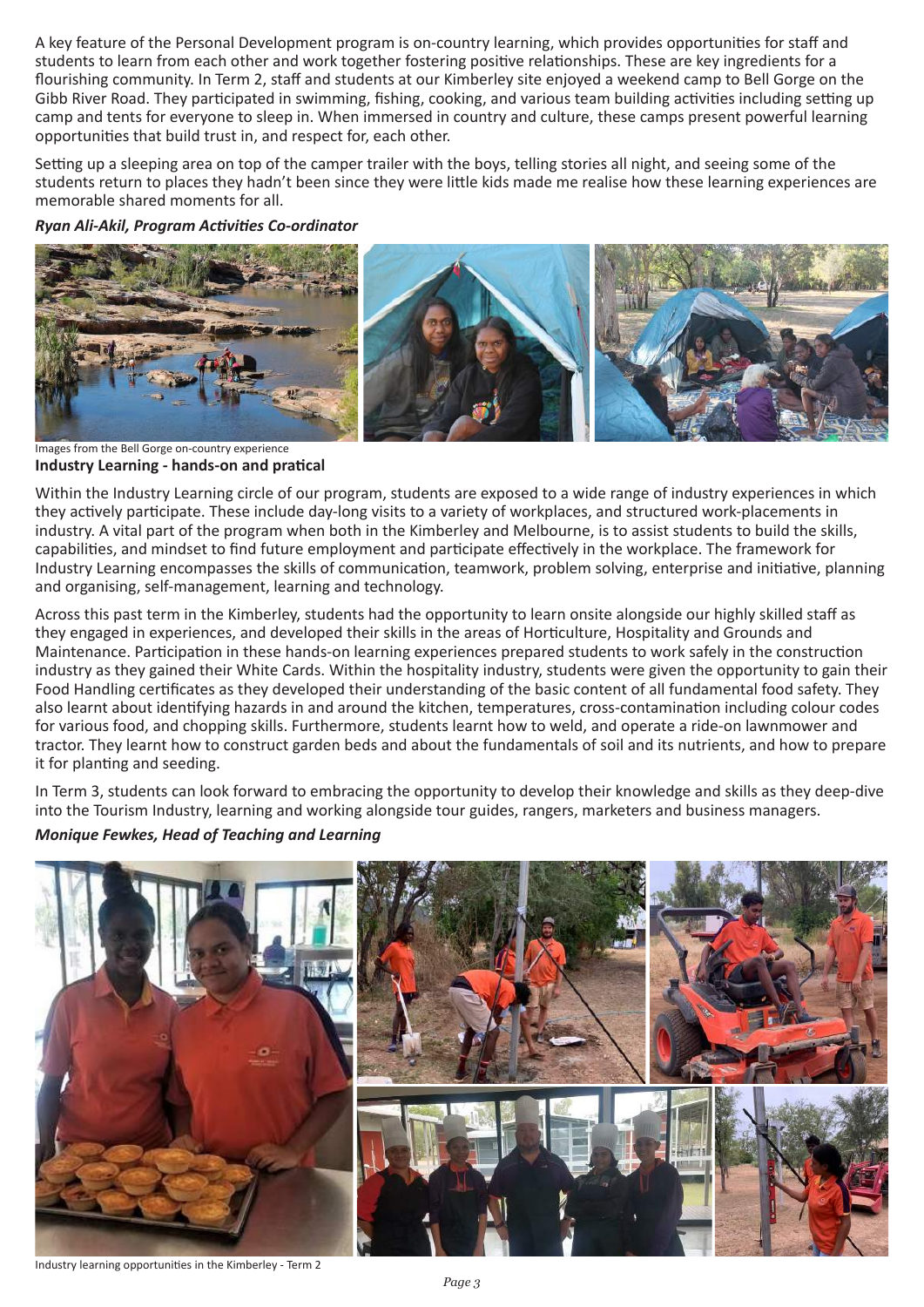A key feature of the Personal Development program is on-country learning, which provides opportunities for staff and students to learn from each other and work together fostering positive relationships. These are key ingredients for a flourishing community. In Term 2, staff and students at our Kimberley site enjoyed a weekend camp to Bell Gorge on the Gibb River Road. They participated in swimming, fishing, cooking, and various team building activities including setting up camp and tents for everyone to sleep in. When immersed in country and culture, these camps present powerful learning opportunities that build trust in, and respect for, each other.

Setting up a sleeping area on top of the camper trailer with the boys, telling stories all night, and seeing some of the students return to places they hadn't been since they were little kids made me realise how these learning experiences are memorable shared moments for all.

***Ryan Ali-Akil, Program Activities Co-ordinator***

Images from the Bell Gorge on-country experience

**Industry Learning - hands-on and pratical**

Within the Industry Learning circle of our program, students are exposed to a wide range of industry experiences in which they actively participate. These include day-long visits to a variety of workplaces, and structured work-placements in industry. A vital part of the program when both in the Kimberley and Melbourne, is to assist students to build the skills, capabilities, and mindset to find future employment and participate effectively in the workplace. The framework for Industry Learning encompasses the skills of communication, teamwork, problem solving, enterprise and initiative, planning and organising, self-management, learning and technology.

Across this past term in the Kimberley, students had the opportunity to learn onsite alongside our highly skilled staff as they engaged in experiences, and developed their skills in the areas of Horticulture, Hospitality and Grounds and Maintenance. Participation in these hands-on learning experiences prepared students to work safely in the construction industry as they gained their White Cards. Within the hospitality industry, students were given the opportunity to gain their Food Handling certificates as they developed their understanding of the basic content of all fundamental food safety. They also learnt about identifying hazards in and around the kitchen, temperatures, cross-contamination including colour codes for various food, and chopping skills. Furthermore, students learnt how to weld, and operate a ride-on lawnmower and tractor. They learnt how to construct garden beds and about the fundamentals of soil and its nutrients, and how to prepare it for planting and seeding.

In Term 3, students can look forward to embracing the opportunity to develop their knowledge and skills as they deep-dive into the Tourism Industry, learning and working alongside tour guides, rangers, marketers and business managers.

***Monique Fewkes, Head of Teaching and Learning***

Industry learning opportunities in the Kimberley - Term 2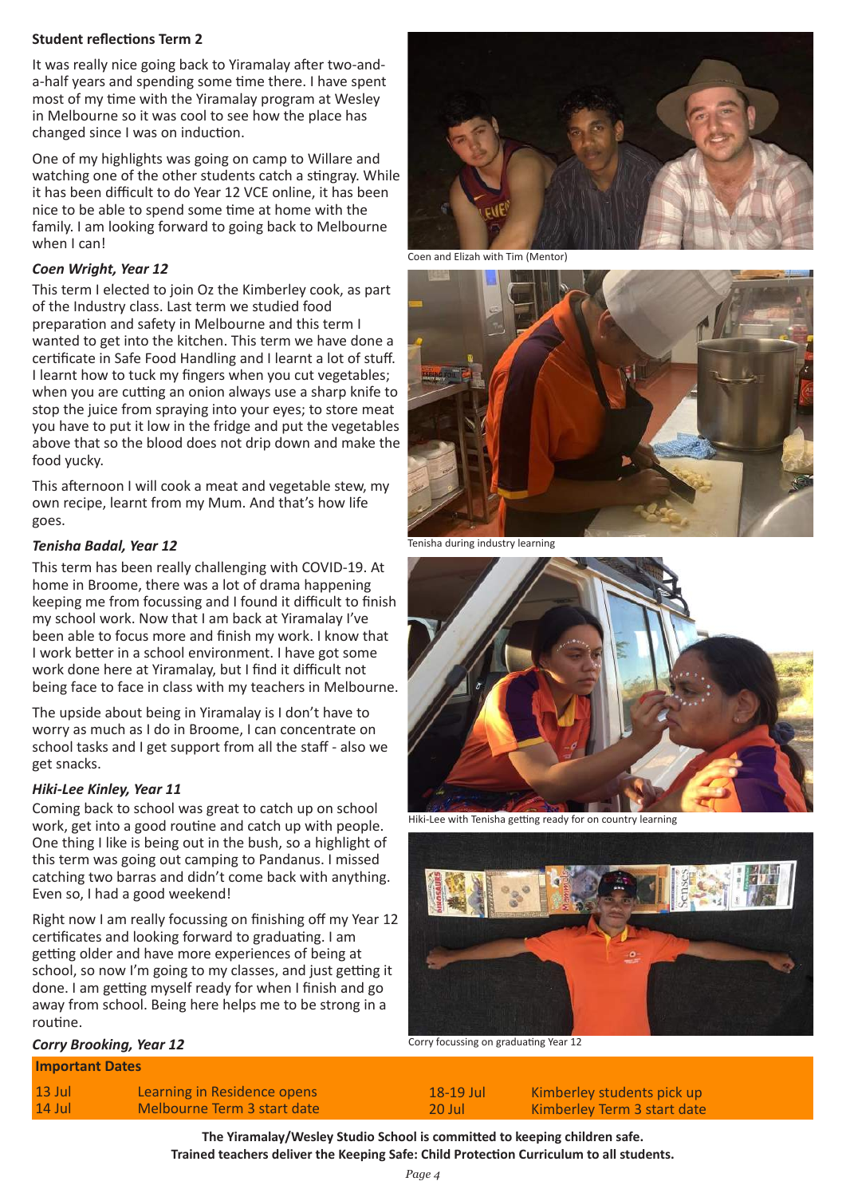## Student reflections Term 2

It was really nice going back to Yiramalay after two-and-a-half years and spending some time there. I have spent most of my time with the Yiramalay program at Wesley in Melbourne so it was cool to see how the place has changed since I was on induction.

One of my highlights was going on camp to Willare and watching one of the other students catch a stingray. While it has been difficult to do Year 12 VCE online, it has been nice to be able to spend some time at home with the family. I am looking forward to going back to Melbourne when I can!

***Coen Wright, Year 12***

This term I elected to join Oz the Kimberley cook, as part of the Industry class. Last term we studied food preparation and safety in Melbourne and this term I wanted to get into the kitchen. This term we have done a certificate in Safe Food Handling and I learnt a lot of stuff. I learnt how to tuck my fingers when you cut vegetables; when you are cutting an onion always use a sharp knife to stop the juice from spraying into your eyes; to store meat you have to put it low in the fridge and put the vegetables above that so the blood does not drip down and make the food yucky.

This afternoon I will cook a meat and vegetable stew, my own recipe, learnt from my Mum. And that's how life goes.

***Tenisha Badal, Year 12***

This term has been really challenging with COVID-19. At home in Broome, there was a lot of drama happening keeping me from focussing and I found it difficult to finish my school work. Now that I am back at Yiramalay I've been able to focus more and finish my work. I know that I work better in a school environment. I have got some work done here at Yiramalay, but I find it difficult not being face to face in class with my teachers in Melbourne.

The upside about being in Yiramalay is I don't have to worry as much as I do in Broome, I can concentrate on school tasks and I get support from all the staff - also we get snacks.

***Hiki-Lee Kinley, Year 11***

Coming back to school was great to catch up on school work, get into a good routine and catch up with people. One thing I like is being out in the bush, so a highlight of this term was going out camping to Pandanus. I missed catching two barras and didn't come back with anything. Even so, I had a good weekend!

Right now I am really focussing on finishing off my Year 12 certificates and looking forward to graduating. I am getting older and have more experiences of being at school, so now I'm going to my classes, and just getting it done. I am getting myself ready for when I finish and go away from school. Being here helps me to be strong in a routine.

***Corry Brooking, Year 12***

Coen and Elizah with Tim (Mentor)

Tenisha during industry learning

Hiki-Lee with Tenisha getting ready for on country learning

Corry focussing on graduating Year 12

**Important Dates**

| | | | |
|---|---|---|---|
| 13 Jul | Learning in Residence opens | 18-19 Jul | Kimberley students pick up |
| 14 Jul | Melbourne Term 3 start date | 20 Jul | Kimberley Term 3 start date |

**The Yiramalay/Wesley Studio School is committed to keeping children safe.**
**Trained teachers deliver the Keeping Safe: Child Protection Curriculum to all students.**